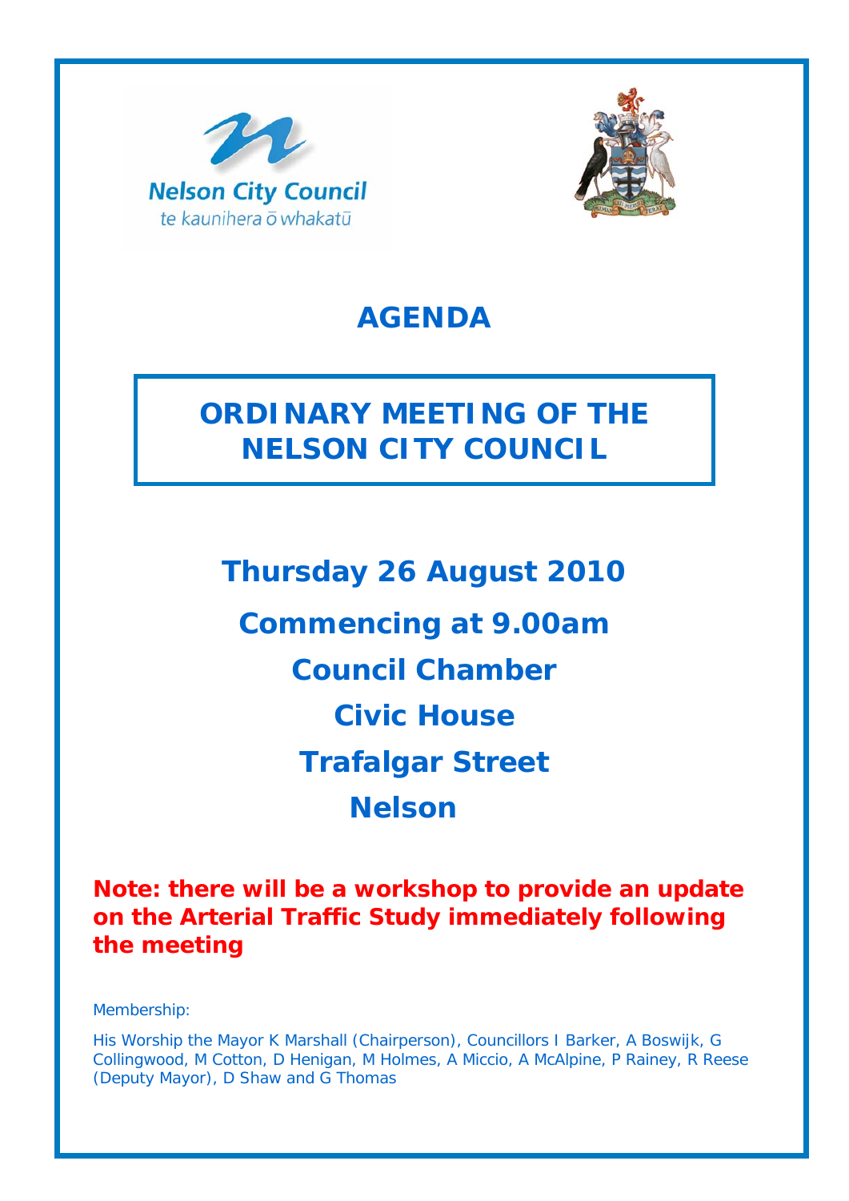Nelson City Council
te kaunihera o whakatū

# AGENDA

## ORDINARY MEETING OF THE NELSON CITY COUNCIL

**Thursday 26 August 2010**

**Commencing at 9.00am**

**Council Chamber**

**Civic House**

**Trafalgar Street**

**Nelson**

**Note: there will be a workshop to provide an update on the Arterial Traffic Study immediately following the meeting**

Membership:

His Worship the Mayor K Marshall (Chairperson), Councillors I Barker, A Boswijk, G Collingwood, M Cotton, D Henigan, M Holmes, A Miccio, A McAlpine, P Rainey, R Reese (Deputy Mayor), D Shaw and G Thomas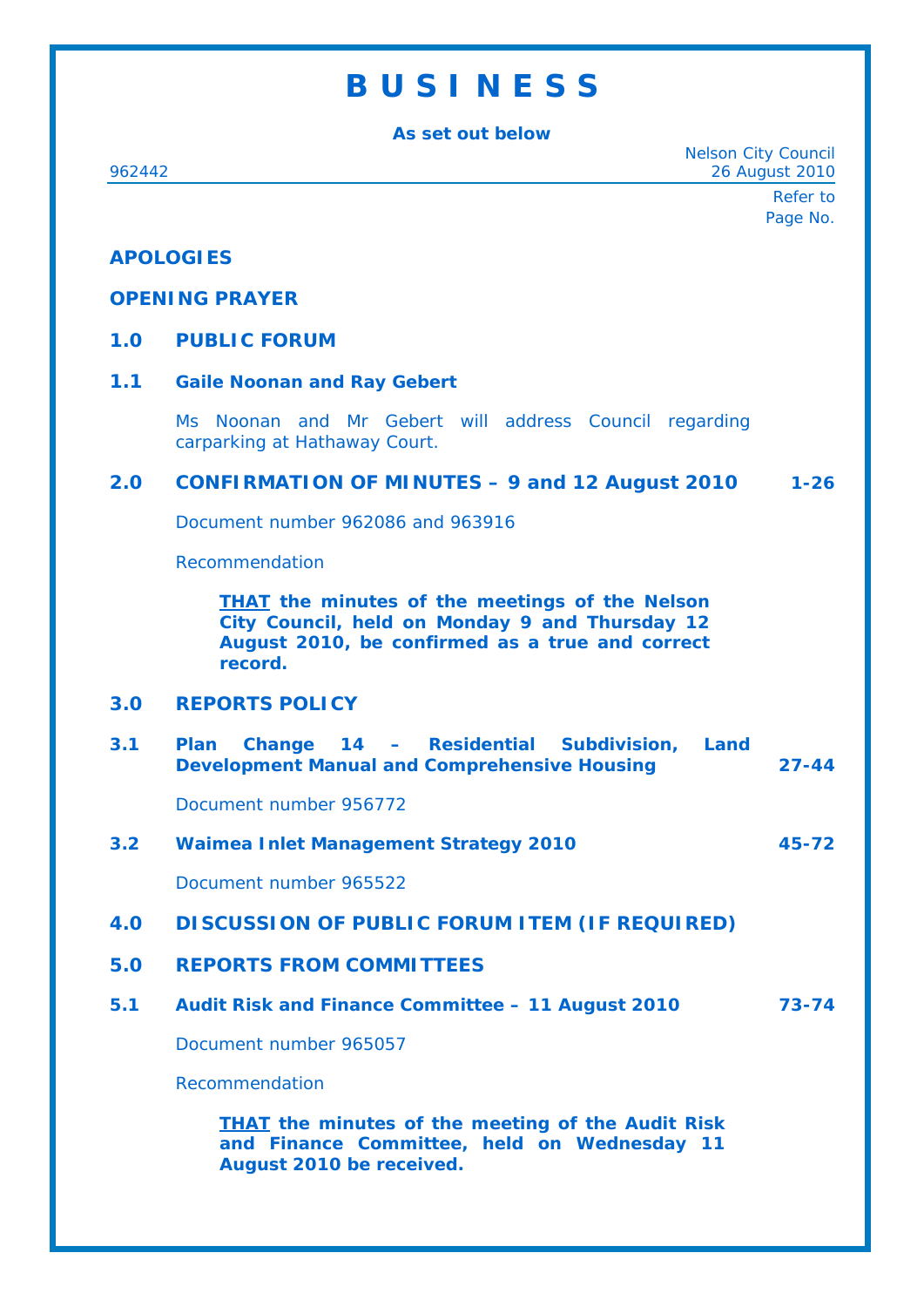# B U S I N E S S

**As set out below**

962442

Nelson City Council
26 August 2010

Refer to Page No.

**APOLOGIES**

**OPENING PRAYER**

## 1.0 PUBLIC FORUM

### 1.1 Gaile Noonan and Ray Gebert

Ms Noonan and Mr Gebert will address Council regarding carparking at Hathaway Court.

## 2.0 CONFIRMATION OF MINUTES – 9 and 12 August 2010 — 1-26

Document number 962086 and 963916

Recommendation

> **THAT the minutes of the meetings of the Nelson City Council, held on Monday 9 and Thursday 12 August 2010, be confirmed as a true and correct record.**

## 3.0 REPORTS POLICY

### 3.1 Plan Change 14 – Residential Subdivision, Land Development Manual and Comprehensive Housing — 27-44

Document number 956772

### 3.2 Waimea Inlet Management Strategy 2010 — 45-72

Document number 965522

## 4.0 DISCUSSION OF PUBLIC FORUM ITEM (IF REQUIRED)

## 5.0 REPORTS FROM COMMITTEES

### 5.1 Audit Risk and Finance Committee – 11 August 2010 — 73-74

Document number 965057

Recommendation

> **THAT the minutes of the meeting of the Audit Risk and Finance Committee, held on Wednesday 11 August 2010 be received.**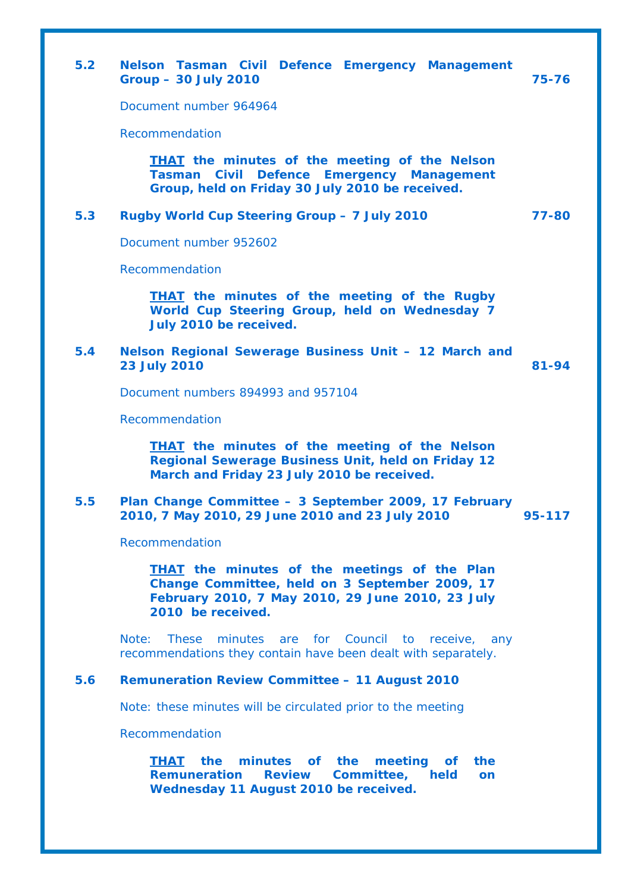### 5.2 Nelson Tasman Civil Defence Emergency Management Group – 30 July 2010 — 75-76

Document number 964964

Recommendation

> **<u>THAT</u> the minutes of the meeting of the Nelson Tasman Civil Defence Emergency Management Group, held on Friday 30 July 2010 be received.**

### 5.3 Rugby World Cup Steering Group – 7 July 2010 — 77-80

Document number 952602

Recommendation

> **<u>THAT</u> the minutes of the meeting of the Rugby World Cup Steering Group, held on Wednesday 7 July 2010 be received.**

### 5.4 Nelson Regional Sewerage Business Unit – 12 March and 23 July 2010 — 81-94

Document numbers 894993 and 957104

Recommendation

> **<u>THAT</u> the minutes of the meeting of the Nelson Regional Sewerage Business Unit, held on Friday 12 March and Friday 23 July 2010 be received.**

### 5.5 Plan Change Committee – 3 September 2009, 17 February 2010, 7 May 2010, 29 June 2010 and 23 July 2010 — 95-117

Recommendation

> **<u>THAT</u> the minutes of the meetings of the Plan Change Committee, held on 3 September 2009, 17 February 2010, 7 May 2010, 29 June 2010, 23 July 2010 be received.**

Note: These minutes are for Council to receive, any recommendations they contain have been dealt with separately.

### 5.6 Remuneration Review Committee – 11 August 2010

Note: these minutes will be circulated prior to the meeting

Recommendation

> **<u>THAT</u> the minutes of the meeting of the Remuneration Review Committee, held on Wednesday 11 August 2010 be received.**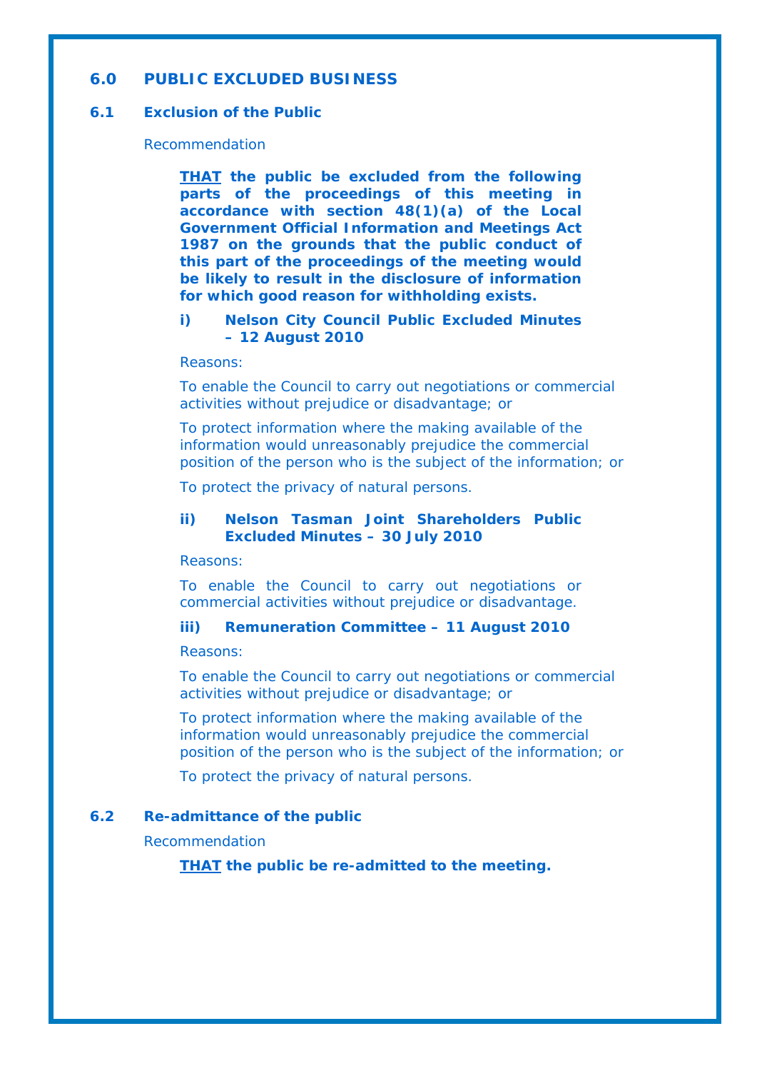## 6.0 PUBLIC EXCLUDED BUSINESS

### 6.1 Exclusion of the Public

Recommendation

**<u>THAT</u> the public be excluded from the following parts of the proceedings of this meeting in accordance with section 48(1)(a) of the Local Government Official Information and Meetings Act 1987 on the grounds that the public conduct of this part of the proceedings of the meeting would be likely to result in the disclosure of information for which good reason for withholding exists.**

**i) Nelson City Council Public Excluded Minutes – 12 August 2010**

Reasons:

To enable the Council to carry out negotiations or commercial activities without prejudice or disadvantage; or

To protect information where the making available of the information would unreasonably prejudice the commercial position of the person who is the subject of the information; or

To protect the privacy of natural persons.

**ii) Nelson Tasman Joint Shareholders Public Excluded Minutes – 30 July 2010**

Reasons:

To enable the Council to carry out negotiations or commercial activities without prejudice or disadvantage.

**iii) Remuneration Committee – 11 August 2010**

Reasons:

To enable the Council to carry out negotiations or commercial activities without prejudice or disadvantage; or

To protect information where the making available of the information would unreasonably prejudice the commercial position of the person who is the subject of the information; or

To protect the privacy of natural persons.

### 6.2 Re-admittance of the public

Recommendation

**<u>THAT</u> the public be re-admitted to the meeting.**